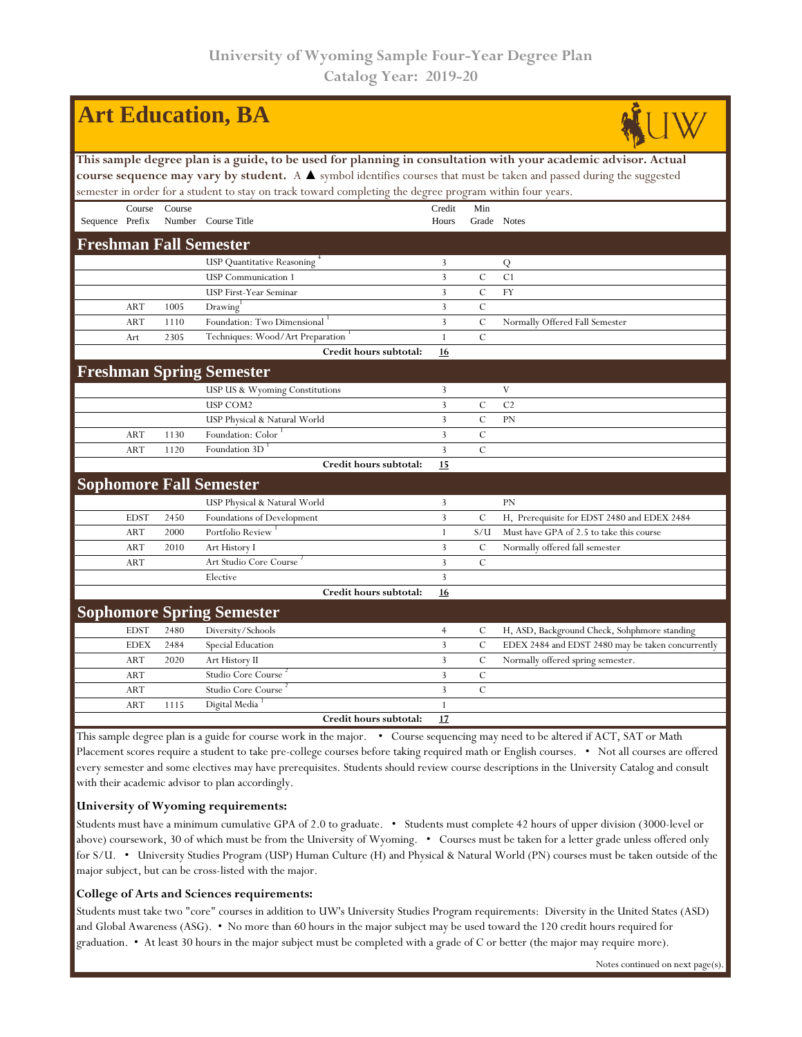# University of Wyoming Sample Four-Year Degree Plan
# Catalog Year: 2019-20

## Art Education, BA

**This sample degree plan is a guide, to be used for planning in consultation with your academic advisor. Actual course sequence may vary by student.** A ▲ symbol identifies courses that must be taken and passed during the suggested semester in order for a student to stay on track toward completing the degree program within four years.

| Sequence | Course Prefix | Course Number | Course Title | Credit Hours | Min Grade | Notes |
|---|---|---|---|---|---|---|
| **Freshman Fall Semester** | | | | | | |
| | | | USP Quantitative Reasoning [4] | 3 | | Q |
| | | | USP Communication 1 | 3 | C | C1 |
| | | | USP First-Year Seminar | 3 | C | FY |
| | ART | 1005 | Drawing[1] | 3 | C | |
| | ART | 1110 | Foundation: Two Dimensional [1] | 3 | C | Normally Offered Fall Semester |
| | Art | 2305 | Techniques: Wood/Art Preparation [1] | 1 | C | |
| | | | **Credit hours subtotal:** | **16** | | |
| **Freshman Spring Semester** | | | | | | |
| | | | USP US & Wyoming Constitutions | 3 | | V |
| | | | USP COM2 | 3 | C | C2 |
| | | | USP Physical & Natural World | 3 | C | PN |
| | ART | 1130 | Foundation: Color [1] | 3 | C | |
| | ART | 1120 | Foundation 3D [1] | 3 | C | |
| | | | **Credit hours subtotal:** | **15** | | |
| **Sophomore Fall Semester** | | | | | | |
| | | | USP Physical & Natural World | 3 | | PN |
| | EDST | 2450 | Foundations of Development | 3 | C | H, Prerequisite for EDST 2480 and EDEX 2484 |
| | ART | 2000 | Portfolio Review [1] | 1 | S/U | Must have GPA of 2.5 to take this course |
| | ART | 2010 | Art History I | 3 | C | Normally offered fall semester |
| | ART | | Art Studio Core Course [2] | 3 | C | |
| | | | Elective | 3 | | |
| | | | **Credit hours subtotal:** | **16** | | |
| **Sophomore Spring Semester** | | | | | | |
| | EDST | 2480 | Diversity/Schools | 4 | C | H, ASD, Background Check, Sohphmore standing |
| | EDEX | 2484 | Special Education | 3 | C | EDEX 2484 and EDST 2480 may be taken concurrently |
| | ART | 2020 | Art History II | 3 | C | Normally offered spring semester. |
| | ART | | Studio Core Course [2] | 3 | C | |
| | ART | | Studio Core Course [2] | 3 | C | |
| | ART | 1115 | Digital Media [1] | 1 | | |
| | | | **Credit hours subtotal:** | **17** | | |

This sample degree plan is a guide for course work in the major. • Course sequencing may need to be altered if ACT, SAT or Math Placement scores require a student to take pre-college courses before taking required math or English courses. • Not all courses are offered every semester and some electives may have prerequisites. Students should review course descriptions in the University Catalog and consult with their academic advisor to plan accordingly.

### University of Wyoming requirements:

Students must have a minimum cumulative GPA of 2.0 to graduate. • Students must complete 42 hours of upper division (3000-level or above) coursework, 30 of which must be from the University of Wyoming. • Courses must be taken for a letter grade unless offered only for S/U. • University Studies Program (USP) Human Culture (H) and Physical & Natural World (PN) courses must be taken outside of the major subject, but can be cross-listed with the major.

### College of Arts and Sciences requirements:

Students must take two "core" courses in addition to UW's University Studies Program requirements: Diversity in the United States (ASD) and Global Awareness (ASG). • No more than 60 hours in the major subject may be used toward the 120 credit hours required for graduation. • At least 30 hours in the major subject must be completed with a grade of C or better (the major may require more).

Notes continued on next page(s).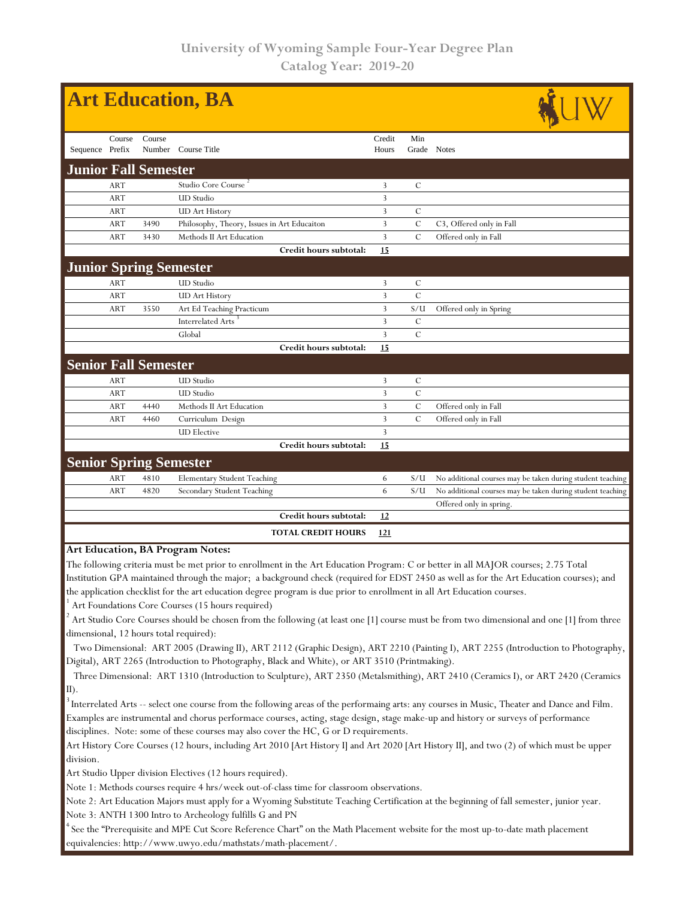University of Wyoming Sample Four-Year Degree Plan
Catalog Year: 2019-20

# Art Education, BA

| Sequence | Course Prefix | Course Number | Course Title | Credit Hours | Min Grade | Notes |
|---|---|---|---|---|---|---|
| **Junior Fall Semester** | | | | | | |
| | ART | | Studio Core Course [2] | 3 | C | |
| | ART | | UD Studio | 3 | | |
| | ART | | UD Art History | 3 | C | |
| | ART | 3490 | Philosophy, Theory, Issues in Art Educaiton | 3 | C | C3, Offered only in Fall |
| | ART | 3430 | Methods II Art Education | 3 | C | Offered only in Fall |
| | | | **Credit hours subtotal:** | **15** | | |
| **Junior Spring Semester** | | | | | | |
| | ART | | UD Studio | 3 | C | |
| | ART | | UD Art History | 3 | C | |
| | ART | 3550 | Art Ed Teaching Practicum | 3 | S/U | Offered only in Spring |
| | | | Interrelated Arts [3] | 3 | C | |
| | | | Global | 3 | C | |
| | | | **Credit hours subtotal:** | **15** | | |
| **Senior Fall Semester** | | | | | | |
| | ART | | UD Studio | 3 | C | |
| | ART | | UD Studio | 3 | C | |
| | ART | 4440 | Methods II Art Education | 3 | C | Offered only in Fall |
| | ART | 4460 | Curriculum Design | 3 | C | Offered only in Fall |
| | | | UD Elective | 3 | | |
| | | | **Credit hours subtotal:** | **15** | | |
| **Senior Spring Semester** | | | | | | |
| | ART | 4810 | Elementary Student Teaching | 6 | S/U | No additional courses may be taken during student teaching |
| | ART | 4820 | Secondary Student Teaching | 6 | S/U | No additional courses may be taken during student teaching |
| | | | | | | Offered only in spring. |
| | | | **Credit hours subtotal:** | **12** | | |
| | | | **TOTAL CREDIT HOURS** | **121** | | |

**Art Education, BA Program Notes:**

The following criteria must be met prior to enrollment in the Art Education Program: C or better in all MAJOR courses; 2.75 Total Institution GPA maintained through the major; a background check (required for EDST 2450 as well as for the Art Education courses); and the application checklist for the art education degree program is due prior to enrollment in all Art Education courses.

[1] Art Foundations Core Courses (15 hours required)

[2] Art Studio Core Courses should be chosen from the following (at least one [1] course must be from two dimensional and one [1] from three dimensional, 12 hours total required):

Two Dimensional: ART 2005 (Drawing II), ART 2112 (Graphic Design), ART 2210 (Painting I), ART 2255 (Introduction to Photography, Digital), ART 2265 (Introduction to Photography, Black and White), or ART 3510 (Printmaking).

Three Dimensional: ART 1310 (Introduction to Sculpture), ART 2350 (Metalsmithing), ART 2410 (Ceramics I), or ART 2420 (Ceramics II).

[3] Interrelated Arts -- select one course from the following areas of the performaing arts: any courses in Music, Theater and Dance and Film. Examples are instrumental and chorus performace courses, acting, stage design, stage make-up and history or surveys of performance disciplines. Note: some of these courses may also cover the HC, G or D requirements.

Art History Core Courses (12 hours, including Art 2010 [Art History I] and Art 2020 [Art History II], and two (2) of which must be upper division.

Art Studio Upper division Electives (12 hours required).

Note 1: Methods courses require 4 hrs/week out-of-class time for classroom observations.

Note 2: Art Education Majors must apply for a Wyoming Substitute Teaching Certification at the beginning of fall semester, junior year.

Note 3: ANTH 1300 Intro to Archeology fulfills G and PN

[4] See the "Prerequisite and MPE Cut Score Reference Chart" on the Math Placement website for the most up-to-date math placement equivalencies: http://www.uwyo.edu/mathstats/math-placement/.